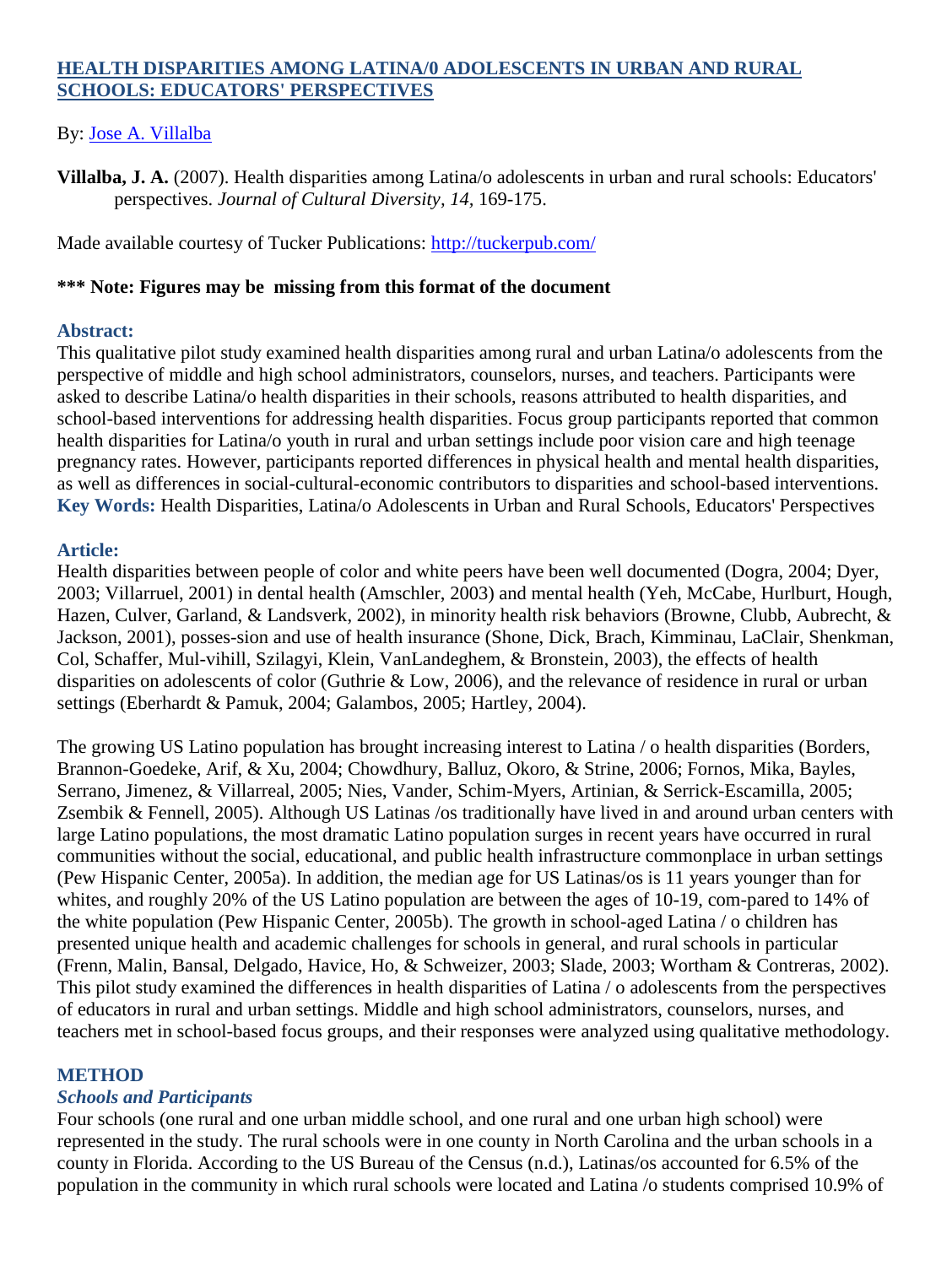# HEALTH DISPARITIES AMONG LATINA/0 ADOLESCENTS IN URBAN AND RURAL SCHOOLS: EDUCATORS' PERSPECTIVES

By: Jose A. Villalba

**Villalba, J. A.** (2007). Health disparities among Latina/o adolescents in urban and rural schools: Educators' perspectives. *Journal of Cultural Diversity, 14,* 169-175.

Made available courtesy of Tucker Publications: http://tuckerpub.com/

**\*\*\* Note: Figures may be missing from this format of the document**

## Abstract:

This qualitative pilot study examined health disparities among rural and urban Latina/o adolescents from the perspective of middle and high school administrators, counselors, nurses, and teachers. Participants were asked to describe Latina/o health disparities in their schools, reasons attributed to health disparities, and school-based interventions for addressing health disparities. Focus group participants reported that common health disparities for Latina/o youth in rural and urban settings include poor vision care and high teenage pregnancy rates. However, participants reported differences in physical health and mental health disparities, as well as differences in social-cultural-economic contributors to disparities and school-based interventions.

**Key Words:** Health Disparities, Latina/o Adolescents in Urban and Rural Schools, Educators' Perspectives

## Article:

Health disparities between people of color and white peers have been well documented (Dogra, 2004; Dyer, 2003; Villarruel, 2001) in dental health (Amschler, 2003) and mental health (Yeh, McCabe, Hurlburt, Hough, Hazen, Culver, Garland, & Landsverk, 2002), in minority health risk behaviors (Browne, Clubb, Aubrecht, & Jackson, 2001), posses-sion and use of health insurance (Shone, Dick, Brach, Kimminau, LaClair, Shenkman, Col, Schaffer, Mul-vihill, Szilagyi, Klein, VanLandeghem, & Bronstein, 2003), the effects of health disparities on adolescents of color (Guthrie & Low, 2006), and the relevance of residence in rural or urban settings (Eberhardt & Pamuk, 2004; Galambos, 2005; Hartley, 2004).

The growing US Latino population has brought increasing interest to Latina / o health disparities (Borders, Brannon-Goedeke, Arif, & Xu, 2004; Chowdhury, Balluz, Okoro, & Strine, 2006; Fornos, Mika, Bayles, Serrano, Jimenez, & Villarreal, 2005; Nies, Vander, Schim-Myers, Artinian, & Serrick-Escamilla, 2005; Zsembik & Fennell, 2005). Although US Latinas /os traditionally have lived in and around urban centers with large Latino populations, the most dramatic Latino population surges in recent years have occurred in rural communities without the social, educational, and public health infrastructure commonplace in urban settings (Pew Hispanic Center, 2005a). In addition, the median age for US Latinas/os is 11 years younger than for whites, and roughly 20% of the US Latino population are between the ages of 10-19, com-pared to 14% of the white population (Pew Hispanic Center, 2005b). The growth in school-aged Latina / o children has presented unique health and academic challenges for schools in general, and rural schools in particular (Frenn, Malin, Bansal, Delgado, Havice, Ho, & Schweizer, 2003; Slade, 2003; Wortham & Contreras, 2002). This pilot study examined the differences in health disparities of Latina / o adolescents from the perspectives of educators in rural and urban settings. Middle and high school administrators, counselors, nurses, and teachers met in school-based focus groups, and their responses were analyzed using qualitative methodology.

## METHOD

### *Schools and Participants*

Four schools (one rural and one urban middle school, and one rural and one urban high school) were represented in the study. The rural schools were in one county in North Carolina and the urban schools in a county in Florida. According to the US Bureau of the Census (n.d.), Latinas/os accounted for 6.5% of the population in the community in which rural schools were located and Latina /o students comprised 10.9% of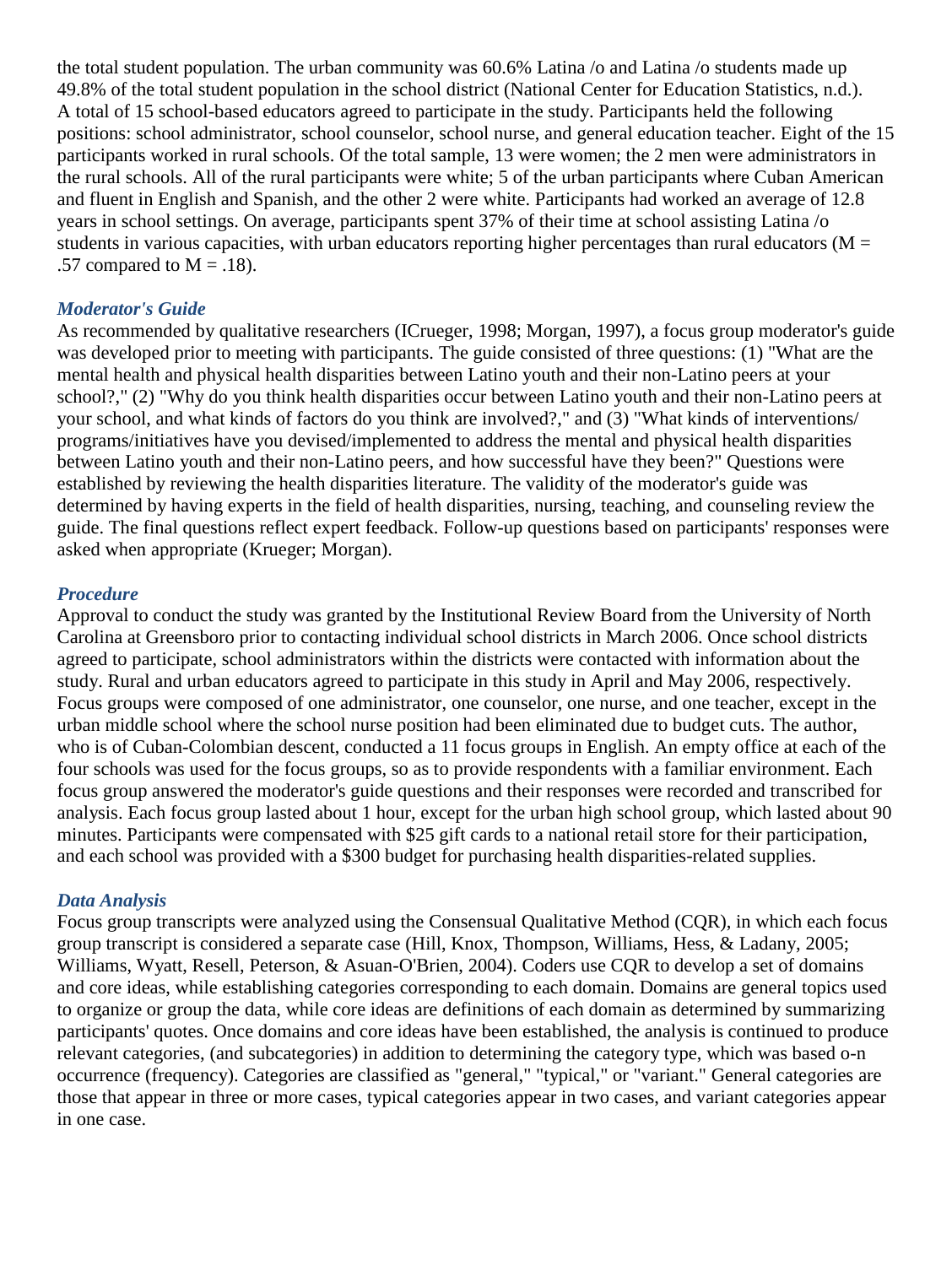the total student population. The urban community was 60.6% Latina /o and Latina /o students made up 49.8% of the total student population in the school district (National Center for Education Statistics, n.d.). A total of 15 school-based educators agreed to participate in the study. Participants held the following positions: school administrator, school counselor, school nurse, and general education teacher. Eight of the 15 participants worked in rural schools. Of the total sample, 13 were women; the 2 men were administrators in the rural schools. All of the rural participants were white; 5 of the urban participants where Cuban American and fluent in English and Spanish, and the other 2 were white. Participants had worked an average of 12.8 years in school settings. On average, participants spent 37% of their time at school assisting Latina /o students in various capacities, with urban educators reporting higher percentages than rural educators ($M = .57$ compared to $M = .18$).

### *Moderator's Guide*

As recommended by qualitative researchers (ICrueger, 1998; Morgan, 1997), a focus group moderator's guide was developed prior to meeting with participants. The guide consisted of three questions: (1) "What are the mental health and physical health disparities between Latino youth and their non-Latino peers at your school?," (2) "Why do you think health disparities occur between Latino youth and their non-Latino peers at your school, and what kinds of factors do you think are involved?," and (3) "What kinds of interventions/ programs/initiatives have you devised/implemented to address the mental and physical health disparities between Latino youth and their non-Latino peers, and how successful have they been?" Questions were established by reviewing the health disparities literature. The validity of the moderator's guide was determined by having experts in the field of health disparities, nursing, teaching, and counseling review the guide. The final questions reflect expert feedback. Follow-up questions based on participants' responses were asked when appropriate (Krueger; Morgan).

### *Procedure*

Approval to conduct the study was granted by the Institutional Review Board from the University of North Carolina at Greensboro prior to contacting individual school districts in March 2006. Once school districts agreed to participate, school administrators within the districts were contacted with information about the study. Rural and urban educators agreed to participate in this study in April and May 2006, respectively. Focus groups were composed of one administrator, one counselor, one nurse, and one teacher, except in the urban middle school where the school nurse position had been eliminated due to budget cuts. The author, who is of Cuban-Colombian descent, conducted a 11 focus groups in English. An empty office at each of the four schools was used for the focus groups, so as to provide respondents with a familiar environment. Each focus group answered the moderator's guide questions and their responses were recorded and transcribed for analysis. Each focus group lasted about 1 hour, except for the urban high school group, which lasted about 90 minutes. Participants were compensated with $25 gift cards to a national retail store for their participation, and each school was provided with a $300 budget for purchasing health disparities-related supplies.

### *Data Analysis*

Focus group transcripts were analyzed using the Consensual Qualitative Method (CQR), in which each focus group transcript is considered a separate case (Hill, Knox, Thompson, Williams, Hess, & Ladany, 2005; Williams, Wyatt, Resell, Peterson, & Asuan-O'Brien, 2004). Coders use CQR to develop a set of domains and core ideas, while establishing categories corresponding to each domain. Domains are general topics used to organize or group the data, while core ideas are definitions of each domain as determined by summarizing participants' quotes. Once domains and core ideas have been established, the analysis is continued to produce relevant categories, (and subcategories) in addition to determining the category type, which was based o-n occurrence (frequency). Categories are classified as "general," "typical," or "variant." General categories are those that appear in three or more cases, typical categories appear in two cases, and variant categories appear in one case.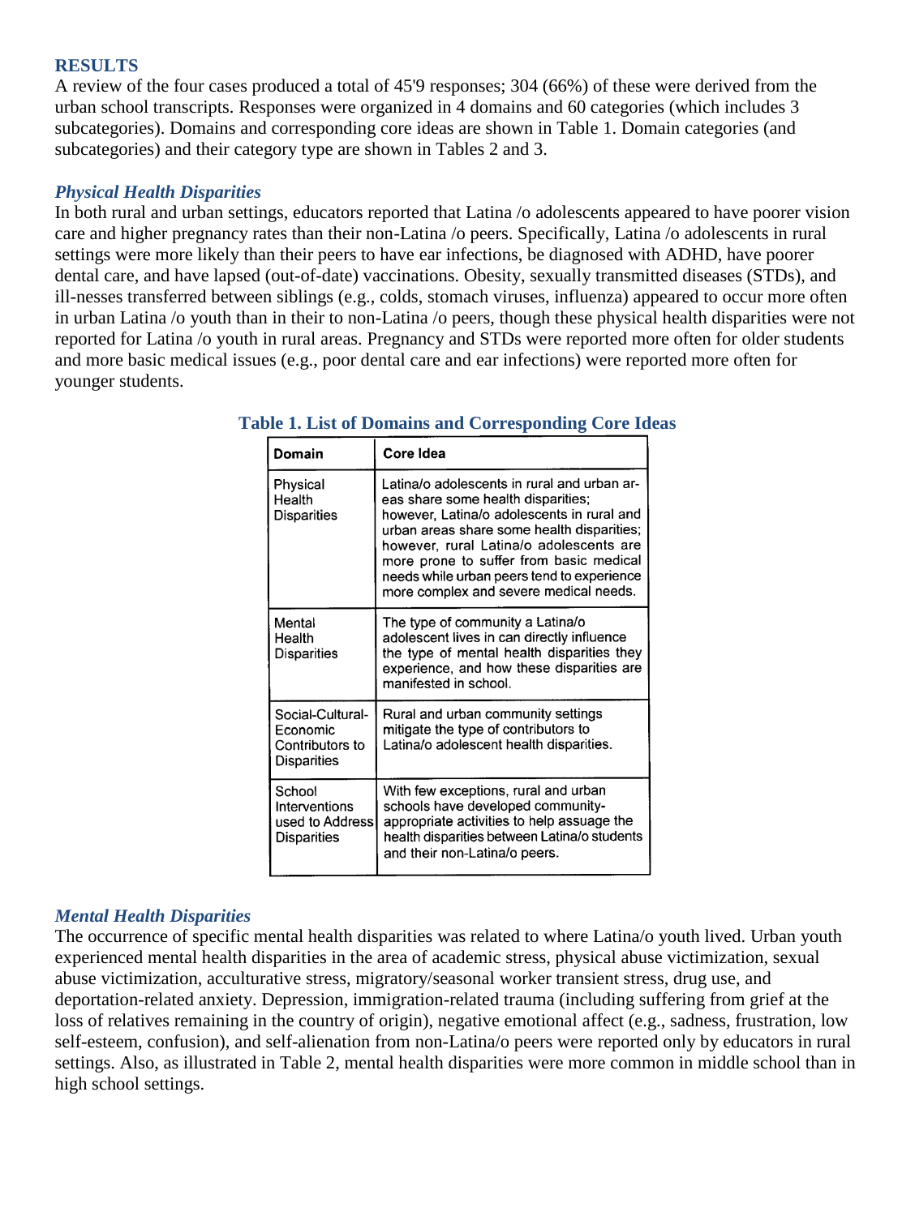## RESULTS

A review of the four cases produced a total of 45'9 responses; 304 (66%) of these were derived from the urban school transcripts. Responses were organized in 4 domains and 60 categories (which includes 3 subcategories). Domains and corresponding core ideas are shown in Table 1. Domain categories (and subcategories) and their category type are shown in Tables 2 and 3.

### *Physical Health Disparities*

In both rural and urban settings, educators reported that Latina /o adolescents appeared to have poorer vision care and higher pregnancy rates than their non-Latina /o peers. Specifically, Latina /o adolescents in rural settings were more likely than their peers to have ear infections, be diagnosed with ADHD, have poorer dental care, and have lapsed (out-of-date) vaccinations. Obesity, sexually transmitted diseases (STDs), and ill-nesses transferred between siblings (e.g., colds, stomach viruses, influenza) appeared to occur more often in urban Latina /o youth than in their to non-Latina /o peers, though these physical health disparities were not reported for Latina /o youth in rural areas. Pregnancy and STDs were reported more often for older students and more basic medical issues (e.g., poor dental care and ear infections) were reported more often for younger students.

**Table 1. List of Domains and Corresponding Core Ideas**

| Domain | Core Idea |
|---|---|
| Physical Health Disparities | Latina/o adolescents in rural and urban areas share some health disparities; however, Latina/o adolescents in rural and urban areas share some health disparities; however, rural Latina/o adolescents are more prone to suffer from basic medical needs while urban peers tend to experience more complex and severe medical needs. |
| Mental Health Disparities | The type of community a Latina/o adolescent lives in can directly influence the type of mental health disparities they experience, and how these disparities are manifested in school. |
| Social-Cultural-Economic Contributors to Disparities | Rural and urban community settings mitigate the type of contributors to Latina/o adolescent health disparities. |
| School Interventions used to Address Disparities | With few exceptions, rural and urban schools have developed community-appropriate activities to help assuage the health disparities between Latina/o students and their non-Latina/o peers. |

### *Mental Health Disparities*

The occurrence of specific mental health disparities was related to where Latina/o youth lived. Urban youth experienced mental health disparities in the area of academic stress, physical abuse victimization, sexual abuse victimization, acculturative stress, migratory/seasonal worker transient stress, drug use, and deportation-related anxiety. Depression, immigration-related trauma (including suffering from grief at the loss of relatives remaining in the country of origin), negative emotional affect (e.g., sadness, frustration, low self-esteem, confusion), and self-alienation from non-Latina/o peers were reported only by educators in rural settings. Also, as illustrated in Table 2, mental health disparities were more common in middle school than in high school settings.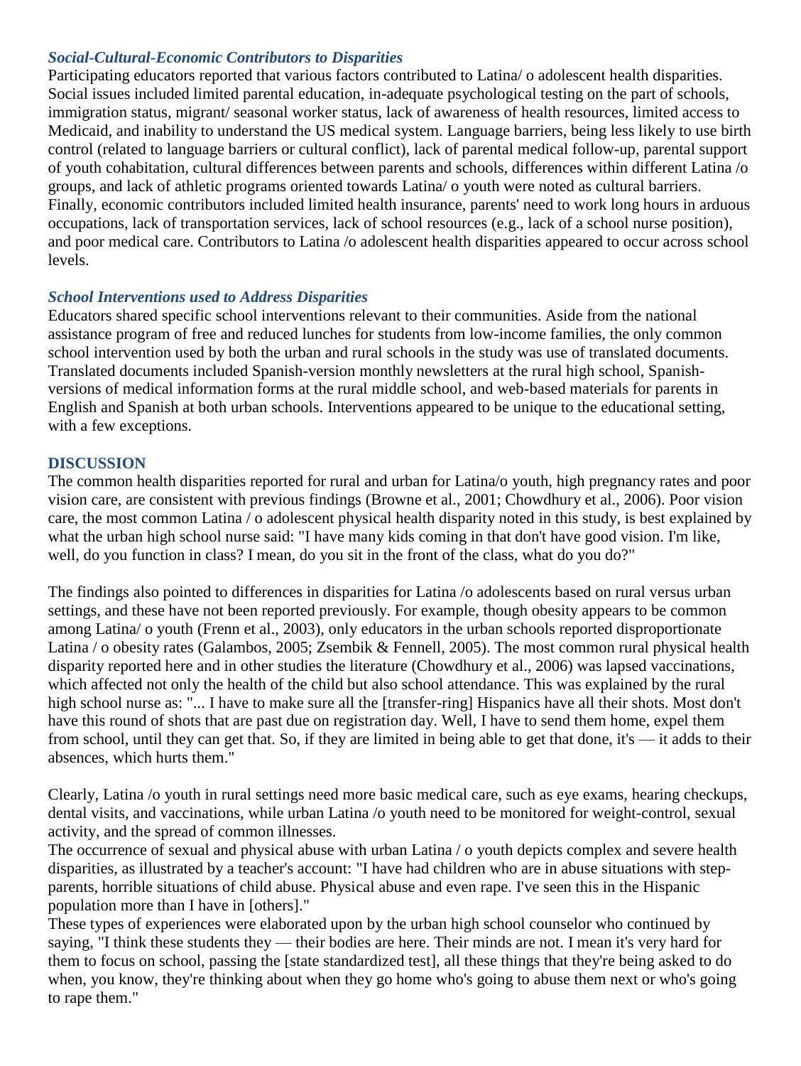### *Social-Cultural-Economic Contributors to Disparities*

Participating educators reported that various factors contributed to Latina/ o adolescent health disparities. Social issues included limited parental education, in-adequate psychological testing on the part of schools, immigration status, migrant/ seasonal worker status, lack of awareness of health resources, limited access to Medicaid, and inability to understand the US medical system. Language barriers, being less likely to use birth control (related to language barriers or cultural conflict), lack of parental medical follow-up, parental support of youth cohabitation, cultural differences between parents and schools, differences within different Latina /o groups, and lack of athletic programs oriented towards Latina/ o youth were noted as cultural barriers. Finally, economic contributors included limited health insurance, parents' need to work long hours in arduous occupations, lack of transportation services, lack of school resources (e.g., lack of a school nurse position), and poor medical care. Contributors to Latina /o adolescent health disparities appeared to occur across school levels.

### *School Interventions used to Address Disparities*

Educators shared specific school interventions relevant to their communities. Aside from the national assistance program of free and reduced lunches for students from low-income families, the only common school intervention used by both the urban and rural schools in the study was use of translated documents. Translated documents included Spanish-version monthly newsletters at the rural high school, Spanish-versions of medical information forms at the rural middle school, and web-based materials for parents in English and Spanish at both urban schools. Interventions appeared to be unique to the educational setting, with a few exceptions.

## DISCUSSION

The common health disparities reported for rural and urban for Latina/o youth, high pregnancy rates and poor vision care, are consistent with previous findings (Browne et al., 2001; Chowdhury et al., 2006). Poor vision care, the most common Latina / o adolescent physical health disparity noted in this study, is best explained by what the urban high school nurse said: "I have many kids coming in that don't have good vision. I'm like, well, do you function in class? I mean, do you sit in the front of the class, what do you do?"

The findings also pointed to differences in disparities for Latina /o adolescents based on rural versus urban settings, and these have not been reported previously. For example, though obesity appears to be common among Latina/ o youth (Frenn et al., 2003), only educators in the urban schools reported disproportionate Latina / o obesity rates (Galambos, 2005; Zsembik & Fennell, 2005). The most common rural physical health disparity reported here and in other studies the literature (Chowdhury et al., 2006) was lapsed vaccinations, which affected not only the health of the child but also school attendance. This was explained by the rural high school nurse as: "... I have to make sure all the [transfer-ring] Hispanics have all their shots. Most don't have this round of shots that are past due on registration day. Well, I have to send them home, expel them from school, until they can get that. So, if they are limited in being able to get that done, it's — it adds to their absences, which hurts them."

Clearly, Latina /o youth in rural settings need more basic medical care, such as eye exams, hearing checkups, dental visits, and vaccinations, while urban Latina /o youth need to be monitored for weight-control, sexual activity, and the spread of common illnesses.

The occurrence of sexual and physical abuse with urban Latina / o youth depicts complex and severe health disparities, as illustrated by a teacher's account: "I have had children who are in abuse situations with step-parents, horrible situations of child abuse. Physical abuse and even rape. I've seen this in the Hispanic population more than I have in [others]."

These types of experiences were elaborated upon by the urban high school counselor who continued by saying, "I think these students they — their bodies are here. Their minds are not. I mean it's very hard for them to focus on school, passing the [state standardized test], all these things that they're being asked to do when, you know, they're thinking about when they go home who's going to abuse them next or who's going to rape them."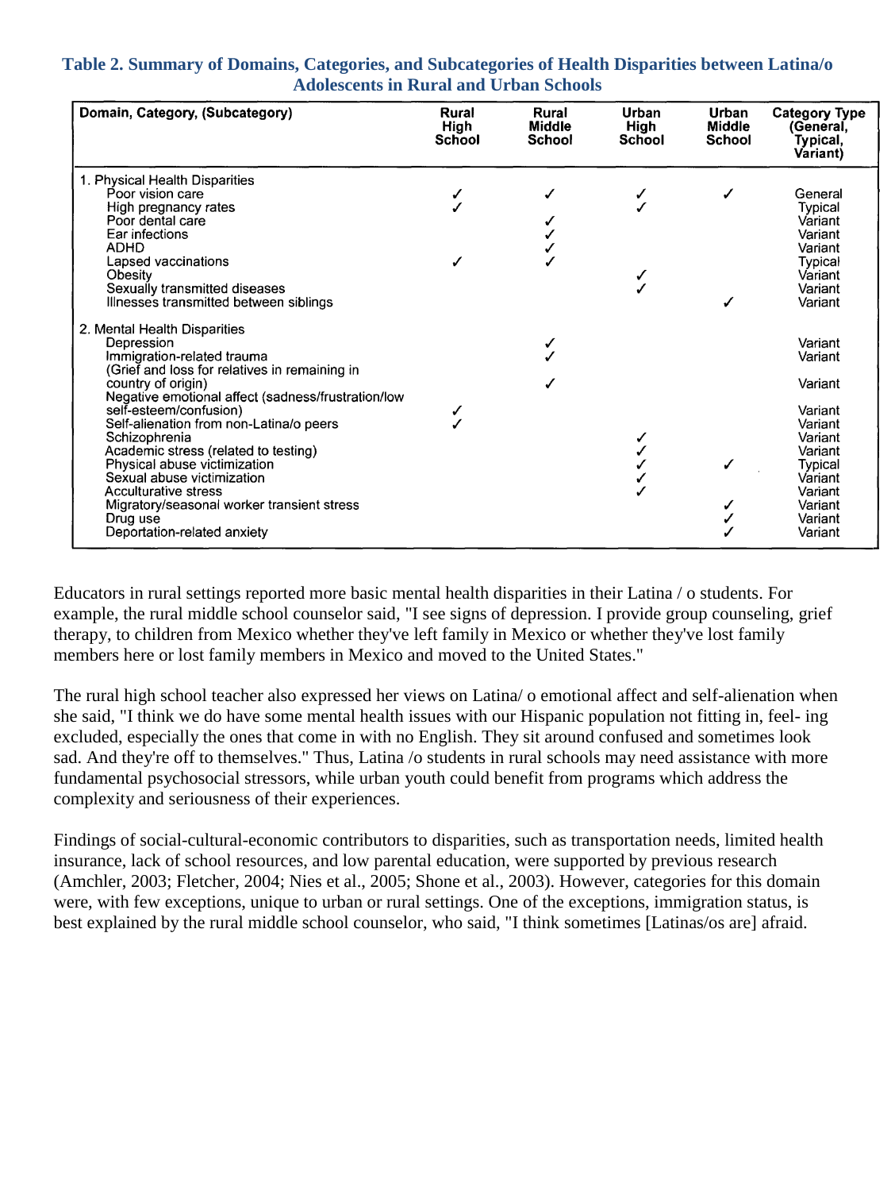**Table 2. Summary of Domains, Categories, and Subcategories of Health Disparities between Latina/o Adolescents in Rural and Urban Schools**

| Domain, Category, (Subcategory) | Rural High School | Rural Middle School | Urban High School | Urban Middle School | Category Type (General, Typical, Variant) |
|---|---|---|---|---|---|
| 1. Physical Health Disparities | | | | | |
| Poor vision care | ✓ | ✓ | ✓ | ✓ | General |
| High pregnancy rates | ✓ | | ✓ | | Typical |
| Poor dental care | | ✓ | | | Variant |
| Ear infections | | ✓ | | | Variant |
| ADHD | | ✓ | | | Variant |
| Lapsed vaccinations | ✓ | ✓ | | | Typical |
| Obesity | | | ✓ | | Variant |
| Sexually transmitted diseases | | | ✓ | | Variant |
| Illnesses transmitted between siblings | | | | ✓ | Variant |
| 2. Mental Health Disparities | | | | | |
| Depression | | ✓ | | | Variant |
| Immigration-related trauma | | ✓ | | | Variant |
| (Grief and loss for relatives in remaining in country of origin) | | ✓ | | | Variant |
| Negative emotional affect (sadness/frustration/low self-esteem/confusion) | ✓ | | | | Variant |
| Self-alienation from non-Latina/o peers | ✓ | | | | Variant |
| Schizophrenia | | | ✓ | | Variant |
| Academic stress (related to testing) | | | ✓ | | Variant |
| Physical abuse victimization | | | ✓ | ✓ | Typical |
| Sexual abuse victimization | | | ✓ | | Variant |
| Acculturative stress | | | ✓ | | Variant |
| Migratory/seasonal worker transient stress | | | | ✓ | Variant |
| Drug use | | | | ✓ | Variant |
| Deportation-related anxiety | | | | ✓ | Variant |

Educators in rural settings reported more basic mental health disparities in their Latina / o students. For example, the rural middle school counselor said, "I see signs of depression. I provide group counseling, grief therapy, to children from Mexico whether they've left family in Mexico or whether they've lost family members here or lost family members in Mexico and moved to the United States."

The rural high school teacher also expressed her views on Latina/ o emotional affect and self-alienation when she said, "I think we do have some mental health issues with our Hispanic population not fitting in, feel- ing excluded, especially the ones that come in with no English. They sit around confused and sometimes look sad. And they're off to themselves." Thus, Latina /o students in rural schools may need assistance with more fundamental psychosocial stressors, while urban youth could benefit from programs which address the complexity and seriousness of their experiences.

Findings of social-cultural-economic contributors to disparities, such as transportation needs, limited health insurance, lack of school resources, and low parental education, were supported by previous research (Amchler, 2003; Fletcher, 2004; Nies et al., 2005; Shone et al., 2003). However, categories for this domain were, with few exceptions, unique to urban or rural settings. One of the exceptions, immigration status, is best explained by the rural middle school counselor, who said, "I think sometimes [Latinas/os are] afraid.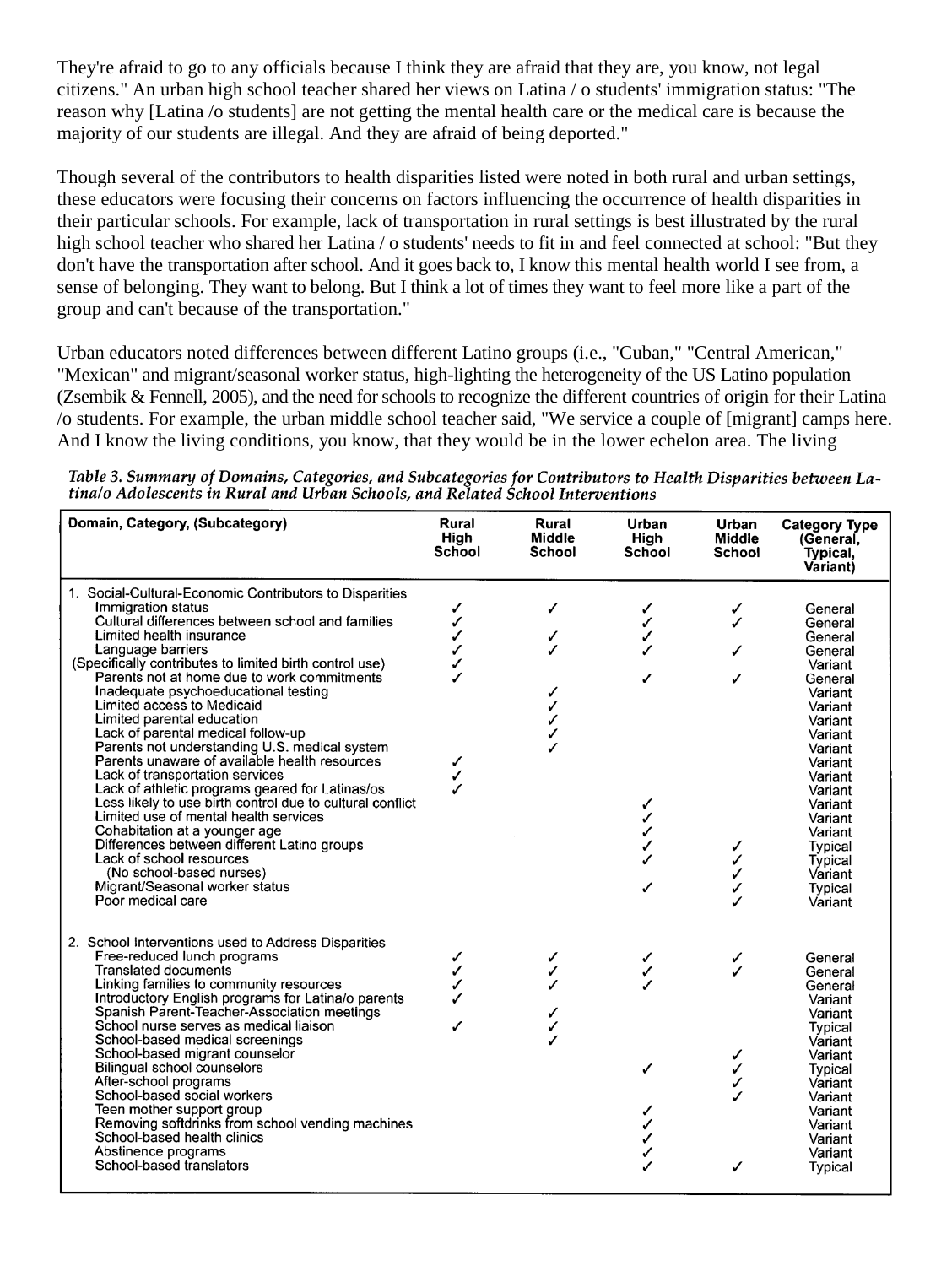They're afraid to go to any officials because I think they are afraid that they are, you know, not legal citizens." An urban high school teacher shared her views on Latina / o students' immigration status: "The reason why [Latina /o students] are not getting the mental health care or the medical care is because the majority of our students are illegal. And they are afraid of being deported."

Though several of the contributors to health disparities listed were noted in both rural and urban settings, these educators were focusing their concerns on factors influencing the occurrence of health disparities in their particular schools. For example, lack of transportation in rural settings is best illustrated by the rural high school teacher who shared her Latina / o students' needs to fit in and feel connected at school: "But they don't have the transportation after school. And it goes back to, I know this mental health world I see from, a sense of belonging. They want to belong. But I think a lot of times they want to feel more like a part of the group and can't because of the transportation."

Urban educators noted differences between different Latino groups (i.e., "Cuban," "Central American," "Mexican" and migrant/seasonal worker status, high-lighting the heterogeneity of the US Latino population (Zsembik & Fennell, 2005), and the need for schools to recognize the different countries of origin for their Latina /o students. For example, the urban middle school teacher said, "We service a couple of [migrant] camps here. And I know the living conditions, you know, that they would be in the lower echelon area. The living

*Table 3. Summary of Domains, Categories, and Subcategories for Contributors to Health Disparities between Latina/o Adolescents in Rural and Urban Schools, and Related School Interventions*

| Domain, Category, (Subcategory) | Rural High School | Rural Middle School | Urban High School | Urban Middle School | Category Type (General, Typical, Variant) |
|---|---|---|---|---|---|
| 1. Social-Cultural-Economic Contributors to Disparities | | | | | |
| Immigration status | ✓ | ✓ | ✓ | ✓ | General |
| Cultural differences between school and families | ✓ | | ✓ | ✓ | General |
| Limited health insurance | ✓ | ✓ | ✓ | | General |
| Language barriers | ✓ | ✓ | ✓ | ✓ | General |
| (Specifically contributes to limited birth control use) | ✓ | | | | Variant |
| Parents not at home due to work commitments | ✓ | | ✓ | ✓ | General |
| Inadequate psychoeducational testing | | ✓ | | | Variant |
| Limited access to Medicaid | | ✓ | | | Variant |
| Limited parental education | | ✓ | | | Variant |
| Lack of parental medical follow-up | | ✓ | | | Variant |
| Parents not understanding U.S. medical system | | ✓ | | | Variant |
| Parents unaware of available health resources | ✓ | | | | Variant |
| Lack of transportation services | ✓ | | | | Variant |
| Lack of athletic programs geared for Latinas/os | ✓ | | | | Variant |
| Less likely to use birth control due to cultural conflict | | | ✓ | | Variant |
| Limited use of mental health services | | | ✓ | | Variant |
| Cohabitation at a younger age | | | ✓ | | Variant |
| Differences between different Latino groups | | | ✓ | ✓ | Typical |
| Lack of school resources | | | ✓ | ✓ | Typical |
| (No school-based nurses) | | | | ✓ | Variant |
| Migrant/Seasonal worker status | | | ✓ | ✓ | Typical |
| Poor medical care | | | | ✓ | Variant |
| 2. School Interventions used to Address Disparities | | | | | |
| Free-reduced lunch programs | ✓ | ✓ | ✓ | ✓ | General |
| Translated documents | ✓ | ✓ | ✓ | ✓ | General |
| Linking families to community resources | ✓ | ✓ | ✓ | | General |
| Introductory English programs for Latina/o parents | ✓ | | | | Variant |
| Spanish Parent-Teacher-Association meetings | | ✓ | | | Variant |
| School nurse serves as medical liaison | ✓ | ✓ | | | Typical |
| School-based medical screenings | | ✓ | | | Variant |
| School-based migrant counselor | | | | ✓ | Variant |
| Bilingual school counselors | | | ✓ | ✓ | Typical |
| After-school programs | | | | ✓ | Variant |
| School-based social workers | | | | ✓ | Variant |
| Teen mother support group | | | ✓ | | Variant |
| Removing softdrinks from school vending machines | | | ✓ | | Variant |
| School-based health clinics | | | ✓ | | Variant |
| Abstinence programs | | | ✓ | | Variant |
| School-based translators | | | ✓ | ✓ | Typical |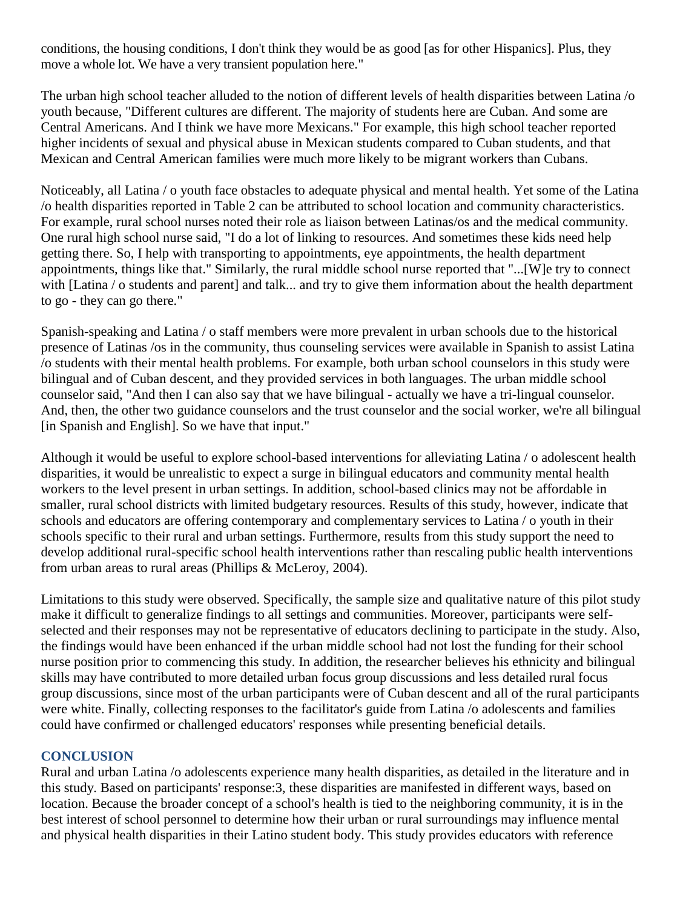conditions, the housing conditions, I don't think they would be as good [as for other Hispanics]. Plus, they move a whole lot. We have a very transient population here."

The urban high school teacher alluded to the notion of different levels of health disparities between Latina /o youth because, "Different cultures are different. The majority of students here are Cuban. And some are Central Americans. And I think we have more Mexicans." For example, this high school teacher reported higher incidents of sexual and physical abuse in Mexican students compared to Cuban students, and that Mexican and Central American families were much more likely to be migrant workers than Cubans.

Noticeably, all Latina / o youth face obstacles to adequate physical and mental health. Yet some of the Latina /o health disparities reported in Table 2 can be attributed to school location and community characteristics. For example, rural school nurses noted their role as liaison between Latinas/os and the medical community. One rural high school nurse said, "I do a lot of linking to resources. And sometimes these kids need help getting there. So, I help with transporting to appointments, eye appointments, the health department appointments, things like that." Similarly, the rural middle school nurse reported that "...[W]e try to connect with [Latina / o students and parent] and talk... and try to give them information about the health department to go - they can go there."

Spanish-speaking and Latina / o staff members were more prevalent in urban schools due to the historical presence of Latinas /os in the community, thus counseling services were available in Spanish to assist Latina /o students with their mental health problems. For example, both urban school counselors in this study were bilingual and of Cuban descent, and they provided services in both languages. The urban middle school counselor said, "And then I can also say that we have bilingual - actually we have a tri-lingual counselor. And, then, the other two guidance counselors and the trust counselor and the social worker, we're all bilingual [in Spanish and English]. So we have that input."

Although it would be useful to explore school-based interventions for alleviating Latina / o adolescent health disparities, it would be unrealistic to expect a surge in bilingual educators and community mental health workers to the level present in urban settings. In addition, school-based clinics may not be affordable in smaller, rural school districts with limited budgetary resources. Results of this study, however, indicate that schools and educators are offering contemporary and complementary services to Latina / o youth in their schools specific to their rural and urban settings. Furthermore, results from this study support the need to develop additional rural-specific school health interventions rather than rescaling public health interventions from urban areas to rural areas (Phillips & McLeroy, 2004).

Limitations to this study were observed. Specifically, the sample size and qualitative nature of this pilot study make it difficult to generalize findings to all settings and communities. Moreover, participants were self-selected and their responses may not be representative of educators declining to participate in the study. Also, the findings would have been enhanced if the urban middle school had not lost the funding for their school nurse position prior to commencing this study. In addition, the researcher believes his ethnicity and bilingual skills may have contributed to more detailed urban focus group discussions and less detailed rural focus group discussions, since most of the urban participants were of Cuban descent and all of the rural participants were white. Finally, collecting responses to the facilitator's guide from Latina /o adolescents and families could have confirmed or challenged educators' responses while presenting beneficial details.

## CONCLUSION

Rural and urban Latina /o adolescents experience many health disparities, as detailed in the literature and in this study. Based on participants' response:3, these disparities are manifested in different ways, based on location. Because the broader concept of a school's health is tied to the neighboring community, it is in the best interest of school personnel to determine how their urban or rural surroundings may influence mental and physical health disparities in their Latino student body. This study provides educators with reference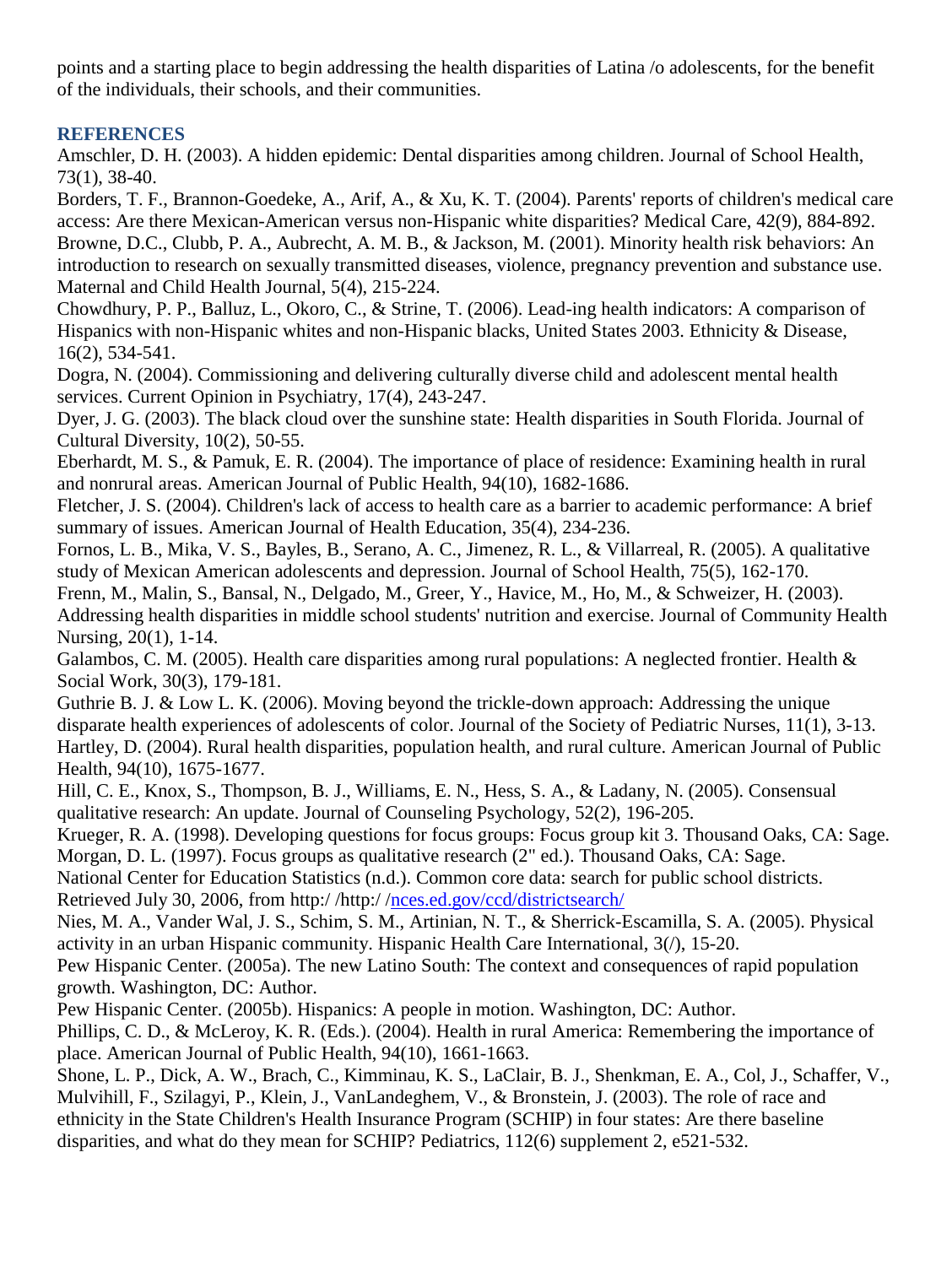points and a starting place to begin addressing the health disparities of Latina /o adolescents, for the benefit of the individuals, their schools, and their communities.

## REFERENCES

Amschler, D. H. (2003). A hidden epidemic: Dental disparities among children. Journal of School Health, 73(1), 38-40.

Borders, T. F., Brannon-Goedeke, A., Arif, A., & Xu, K. T. (2004). Parents' reports of children's medical care access: Are there Mexican-American versus non-Hispanic white disparities? Medical Care, 42(9), 884-892.

Browne, D.C., Clubb, P. A., Aubrecht, A. M. B., & Jackson, M. (2001). Minority health risk behaviors: An introduction to research on sexually transmitted diseases, violence, pregnancy prevention and substance use. Maternal and Child Health Journal, 5(4), 215-224.

Chowdhury, P. P., Balluz, L., Okoro, C., & Strine, T. (2006). Lead-ing health indicators: A comparison of Hispanics with non-Hispanic whites and non-Hispanic blacks, United States 2003. Ethnicity & Disease, 16(2), 534-541.

Dogra, N. (2004). Commissioning and delivering culturally diverse child and adolescent mental health services. Current Opinion in Psychiatry, 17(4), 243-247.

Dyer, J. G. (2003). The black cloud over the sunshine state: Health disparities in South Florida. Journal of Cultural Diversity, 10(2), 50-55.

Eberhardt, M. S., & Pamuk, E. R. (2004). The importance of place of residence: Examining health in rural and nonrural areas. American Journal of Public Health, 94(10), 1682-1686.

Fletcher, J. S. (2004). Children's lack of access to health care as a barrier to academic performance: A brief summary of issues. American Journal of Health Education, 35(4), 234-236.

Fornos, L. B., Mika, V. S., Bayles, B., Serano, A. C., Jimenez, R. L., & Villarreal, R. (2005). A qualitative study of Mexican American adolescents and depression. Journal of School Health, 75(5), 162-170.

Frenn, M., Malin, S., Bansal, N., Delgado, M., Greer, Y., Havice, M., Ho, M., & Schweizer, H. (2003). Addressing health disparities in middle school students' nutrition and exercise. Journal of Community Health Nursing, 20(1), 1-14.

Galambos, C. M. (2005). Health care disparities among rural populations: A neglected frontier. Health & Social Work, 30(3), 179-181.

Guthrie B. J. & Low L. K. (2006). Moving beyond the trickle-down approach: Addressing the unique disparate health experiences of adolescents of color. Journal of the Society of Pediatric Nurses, 11(1), 3-13.

Hartley, D. (2004). Rural health disparities, population health, and rural culture. American Journal of Public Health, 94(10), 1675-1677.

Hill, C. E., Knox, S., Thompson, B. J., Williams, E. N., Hess, S. A., & Ladany, N. (2005). Consensual qualitative research: An update. Journal of Counseling Psychology, 52(2), 196-205.

Krueger, R. A. (1998). Developing questions for focus groups: Focus group kit 3. Thousand Oaks, CA: Sage.

Morgan, D. L. (1997). Focus groups as qualitative research (2" ed.). Thousand Oaks, CA: Sage.

National Center for Education Statistics (n.d.). Common core data: search for public school districts. Retrieved July 30, 2006, from http:/ /http:/ /nces.ed.gov/ccd/districtsearch/

Nies, M. A., Vander Wal, J. S., Schim, S. M., Artinian, N. T., & Sherrick-Escamilla, S. A. (2005). Physical activity in an urban Hispanic community. Hispanic Health Care International, 3(/), 15-20.

Pew Hispanic Center. (2005a). The new Latino South: The context and consequences of rapid population growth. Washington, DC: Author.

Pew Hispanic Center. (2005b). Hispanics: A people in motion. Washington, DC: Author.

Phillips, C. D., & McLeroy, K. R. (Eds.). (2004). Health in rural America: Remembering the importance of place. American Journal of Public Health, 94(10), 1661-1663.

Shone, L. P., Dick, A. W., Brach, C., Kimminau, K. S., LaClair, B. J., Shenkman, E. A., Col, J., Schaffer, V., Mulvihill, F., Szilagyi, P., Klein, J., VanLandeghem, V., & Bronstein, J. (2003). The role of race and ethnicity in the State Children's Health Insurance Program (SCHIP) in four states: Are there baseline disparities, and what do they mean for SCHIP? Pediatrics, 112(6) supplement 2, e521-532.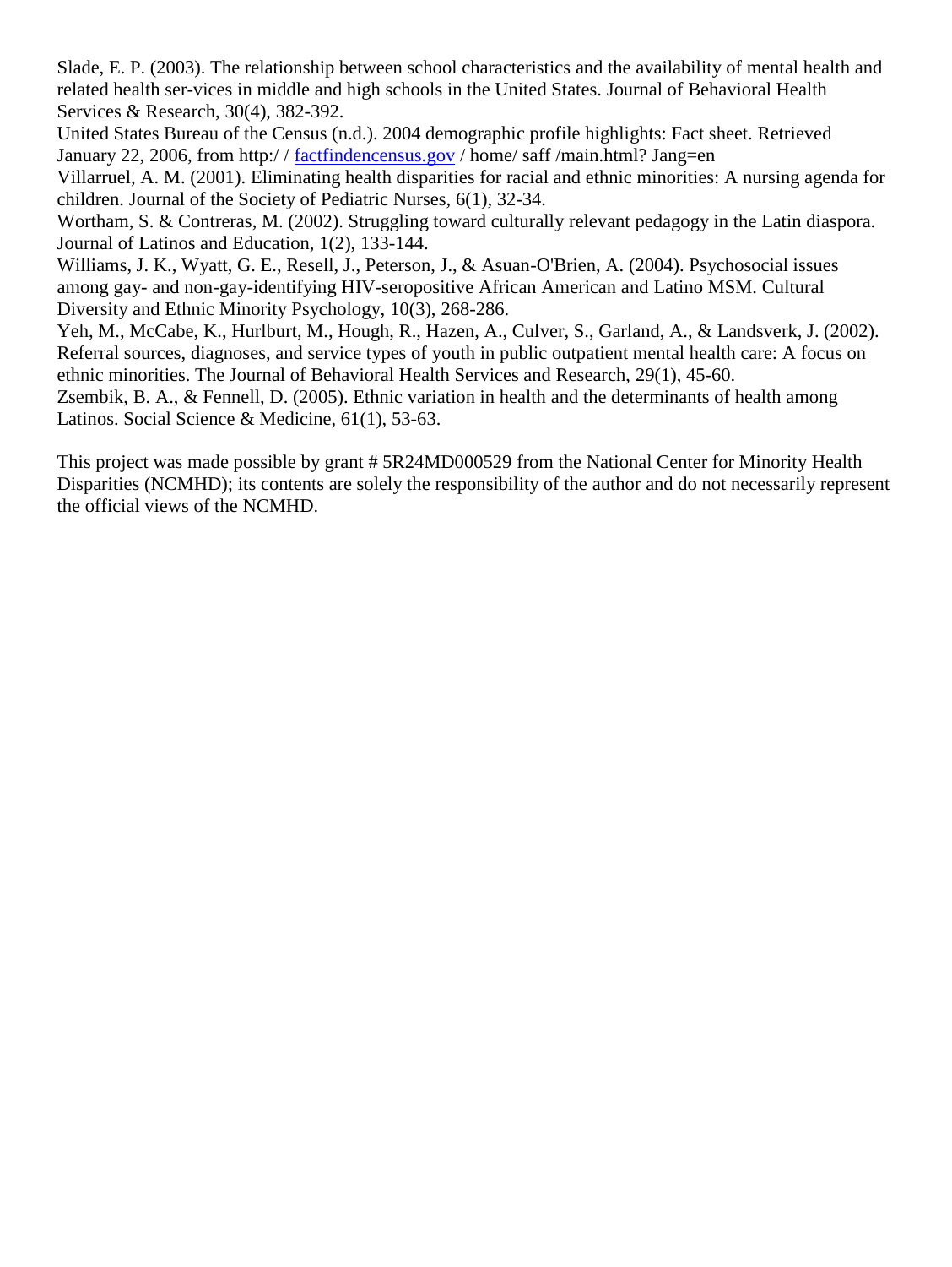Slade, E. P. (2003). The relationship between school characteristics and the availability of mental health and related health ser-vices in middle and high schools in the United States. Journal of Behavioral Health Services & Research, 30(4), 382-392.

United States Bureau of the Census (n.d.). 2004 demographic profile highlights: Fact sheet. Retrieved January 22, 2006, from http:/ / factfindencensus.gov / home/ saff /main.html? Jang=en

Villarruel, A. M. (2001). Eliminating health disparities for racial and ethnic minorities: A nursing agenda for children. Journal of the Society of Pediatric Nurses, 6(1), 32-34.

Wortham, S. & Contreras, M. (2002). Struggling toward culturally relevant pedagogy in the Latin diaspora. Journal of Latinos and Education, 1(2), 133-144.

Williams, J. K., Wyatt, G. E., Resell, J., Peterson, J., & Asuan-O'Brien, A. (2004). Psychosocial issues among gay- and non-gay-identifying HIV-seropositive African American and Latino MSM. Cultural Diversity and Ethnic Minority Psychology, 10(3), 268-286.

Yeh, M., McCabe, K., Hurlburt, M., Hough, R., Hazen, A., Culver, S., Garland, A., & Landsverk, J. (2002). Referral sources, diagnoses, and service types of youth in public outpatient mental health care: A focus on ethnic minorities. The Journal of Behavioral Health Services and Research, 29(1), 45-60.

Zsembik, B. A., & Fennell, D. (2005). Ethnic variation in health and the determinants of health among Latinos. Social Science & Medicine, 61(1), 53-63.

This project was made possible by grant # 5R24MD000529 from the National Center for Minority Health Disparities (NCMHD); its contents are solely the responsibility of the author and do not necessarily represent the official views of the NCMHD.